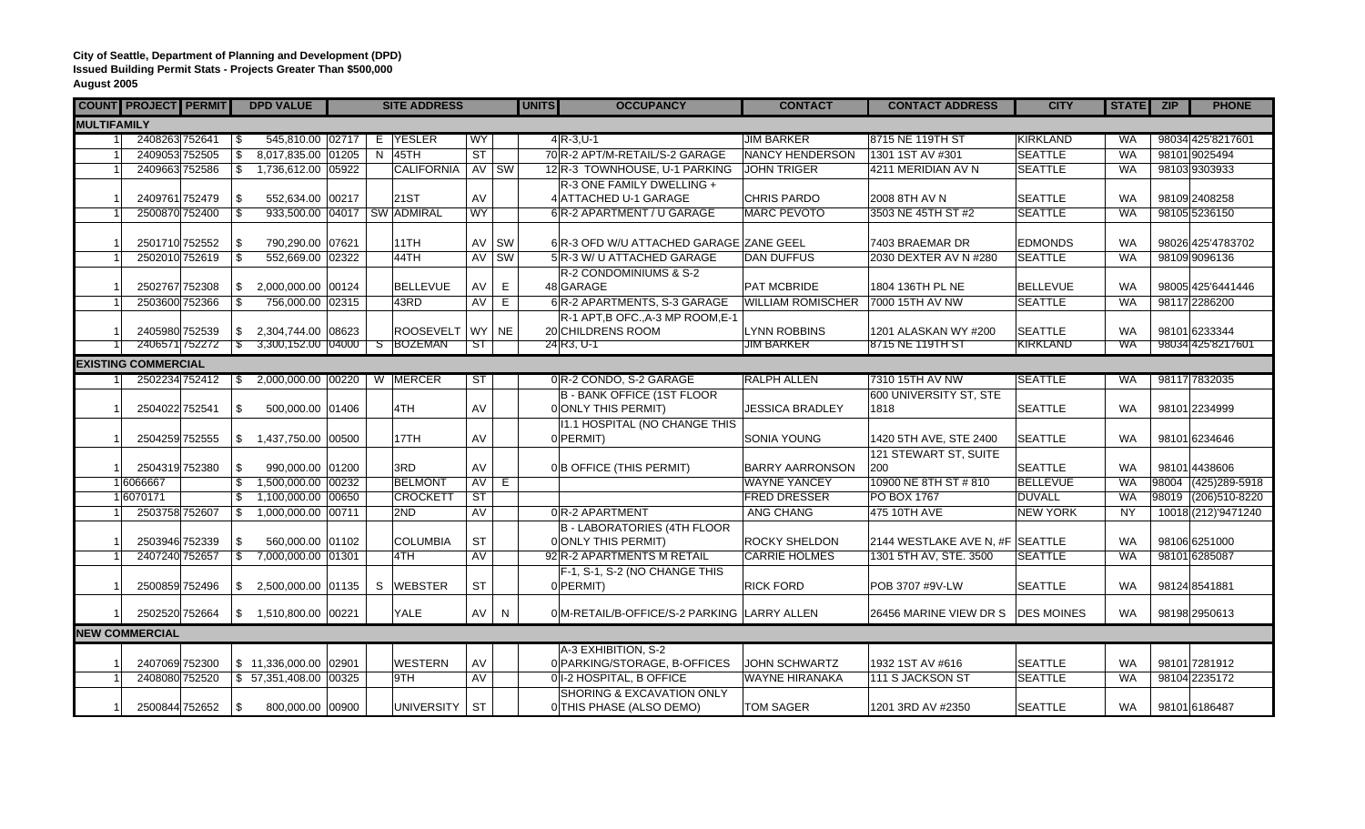**City of Seattle, Department of Planning and Development (DPD)**
**Issued Building Permit Stats - Projects Greater Than $500,000**
**August 2005**

| COUNT | PROJECT | PERMIT | DPD VALUE | SITE ADDRESS | | | | | UNITS | OCCUPANCY | CONTACT | CONTACT ADDRESS | CITY | STATE | ZIP | PHONE |
|---|---|---|---|---|---|---|---|---|---|---|---|---|---|---|---|---|
| **MULTIFAMILY** | | | | | | | | | | | | | | | | |
| 1 | 2408263 | 752641 | $ 545,810.00 | 02717 | E | YESLER | WY | | 4 | R-3,U-1 | JIM BARKER | 8715 NE 119TH ST | KIRKLAND | WA | 98034 | 425'8217601 |
| 1 | 2409053 | 752505 | $ 8,017,835.00 | 01205 | N | 45TH | ST | | 70 | R-2 APT/M-RETAIL/S-2 GARAGE | NANCY HENDERSON | 1301 1ST AV #301 | SEATTLE | WA | 98101 | 9025494 |
| 1 | 2409663 | 752586 | $ 1,736,612.00 | 05922 | | CALIFORNIA | AV | SW | 12 | R-3 TOWNHOUSE, U-1 PARKING | JOHN TRIGER | 4211 MERIDIAN AV N | SEATTLE | WA | 98103 | 9303933 |
| 1 | 2409761 | 752479 | $ 552,634.00 | 00217 | | 21ST | AV | | 4 | R-3 ONE FAMILY DWELLING + ATTACHED U-1 GARAGE | CHRIS PARDO | 2008 8TH AV N | SEATTLE | WA | 98109 | 2408258 |
| 1 | 2500870 | 752400 | $ 933,500.00 | 04017 | SW | ADMIRAL | WY | | 6 | R-2 APARTMENT / U GARAGE | MARC PEVOTO | 3503 NE 45TH ST #2 | SEATTLE | WA | 98105 | 5236150 |
| 1 | 2501710 | 752552 | $ 790,290.00 | 07621 | | 11TH | AV | SW | 6 | R-3 OFD W/U ATTACHED GARAGE | ZANE GEEL | 7403 BRAEMAR DR | EDMONDS | WA | 98026 | 425'4783702 |
| 1 | 2502010 | 752619 | $ 552,669.00 | 02322 | | 44TH | AV | SW | 5 | R-3 W/ U ATTACHED GARAGE | DAN DUFFUS | 2030 DEXTER AV N #280 | SEATTLE | WA | 98109 | 9096136 |
| 1 | 2502767 | 752308 | $ 2,000,000.00 | 00124 | | BELLEVUE | AV | E | 48 | R-2 CONDOMINIUMS & S-2 GARAGE | PAT MCBRIDE | 1804 136TH PL NE | BELLEVUE | WA | 98005 | 425'6441446 |
| 1 | 2503600 | 752366 | $ 756,000.00 | 02315 | | 43RD | AV | E | 6 | R-2 APARTMENTS, S-3 GARAGE | WILLIAM ROMISCHER | 7000 15TH AV NW | SEATTLE | WA | 98117 | 2286200 |
| 1 | 2405980 | 752539 | $ 2,304,744.00 | 08623 | | ROOSEVELT | WY | NE | 20 | R-1 APT,B OFC.,A-3 MP ROOM,E-1 CHILDRENS ROOM | LYNN ROBBINS | 1201 ALASKAN WY #200 | SEATTLE | WA | 98101 | 6233344 |
| 1 | 2406571 | 752272 | $ 3,300,152.00 | 04000 | S | BOZEMAN | ST | | 24 | R3, U-1 | JIM BARKER | 8715 NE 119TH ST | KIRKLAND | WA | 98034 | 425'8217601 |
| **EXISTING COMMERCIAL** | | | | | | | | | | | | | | | | |
| 1 | 2502234 | 752412 | $ 2,000,000.00 | 00220 | W | MERCER | ST | | 0 | R-2 CONDO, S-2 GARAGE | RALPH ALLEN | 7310 15TH AV NW | SEATTLE | WA | 98117 | 7832035 |
| 1 | 2504022 | 752541 | $ 500,000.00 | 01406 | | 4TH | AV | | 0 | B - BANK OFFICE (1ST FLOOR ONLY THIS PERMIT) | JESSICA BRADLEY | 600 UNIVERSITY ST, STE 1818 | SEATTLE | WA | 98101 | 2234999 |
| 1 | 2504259 | 752555 | $ 1,437,750.00 | 00500 | | 17TH | AV | | 0 | I1.1 HOSPITAL (NO CHANGE THIS PERMIT) | SONIA YOUNG | 1420 5TH AVE, STE 2400 | SEATTLE | WA | 98101 | 6234646 |
| 1 | 2504319 | 752380 | $ 990,000.00 | 01200 | | 3RD | AV | | 0 | B OFFICE (THIS PERMIT) | BARRY AARRONSON | 121 STEWART ST, SUITE 200 | SEATTLE | WA | 98101 | 4438606 |
| 1 | 6066667 | | $ 1,500,000.00 | 00232 | | BELMONT | AV | E | | | WAYNE YANCEY | 10900 NE 8TH ST # 810 | BELLEVUE | WA | 98004 | (425)289-5918 |
| 1 | 6070171 | | $ 1,100,000.00 | 00650 | | CROCKETT | ST | | | | FRED DRESSER | PO BOX 1767 | DUVALL | WA | 98019 | (206)510-8220 |
| 1 | 2503758 | 752607 | $ 1,000,000.00 | 00711 | | 2ND | AV | | 0 | R-2 APARTMENT | ANG CHANG | 475 10TH AVE | NEW YORK | NY | 10018 | (212)'9471240 |
| 1 | 2503946 | 752339 | $ 560,000.00 | 01102 | | COLUMBIA | ST | | 0 | B - LABORATORIES (4TH FLOOR ONLY THIS PERMIT) | ROCKY SHELDON | 2144 WESTLAKE AVE N, #F | SEATTLE | WA | 98106 | 6251000 |
| 1 | 2407240 | 752657 | $ 7,000,000.00 | 01301 | | 4TH | AV | | 92 | R-2 APARTMENTS M RETAIL | CARRIE HOLMES | 1301 5TH AVE, STE. 3500 | SEATTLE | WA | 98101 | 6285087 |
| 1 | 2500859 | 752496 | $ 2,500,000.00 | 01135 | S | WEBSTER | ST | | 0 | F-1, S-1, S-2 (NO CHANGE THIS PERMIT) | RICK FORD | POB 3707 #9V-LW | SEATTLE | WA | 98124 | 8541881 |
| 1 | 2502520 | 752664 | $ 1,510,800.00 | 00221 | | YALE | AV | N | 0 | M-RETAIL/B-OFFICE/S-2 PARKING | LARRY ALLEN | 26456 MARINE VIEW DR S | DES MOINES | WA | 98198 | 2950613 |
| **NEW COMMERCIAL** | | | | | | | | | | | | | | | | |
| 1 | 2407069 | 752300 | $ 11,336,000.00 | 02901 | | WESTERN | AV | | 0 | A-3 EXHIBITION, S-2 PARKING/STORAGE, B-OFFICES | JOHN SCHWARTZ | 1932 1ST AV #616 | SEATTLE | WA | 98101 | 7281912 |
| 1 | 2408080 | 752520 | $ 57,351,408.00 | 00325 | | 9TH | AV | | 0 | I-2 HOSPITAL, B OFFICE | WAYNE HIRANAKA | 111 S JACKSON ST | SEATTLE | WA | 98104 | 2235172 |
| 1 | 2500844 | 752652 | $ 800,000.00 | 00900 | | UNIVERSITY | ST | | 0 | SHORING & EXCAVATION ONLY THIS PHASE (ALSO DEMO) | TOM SAGER | 1201 3RD AV #2350 | SEATTLE | WA | 98101 | 6186487 |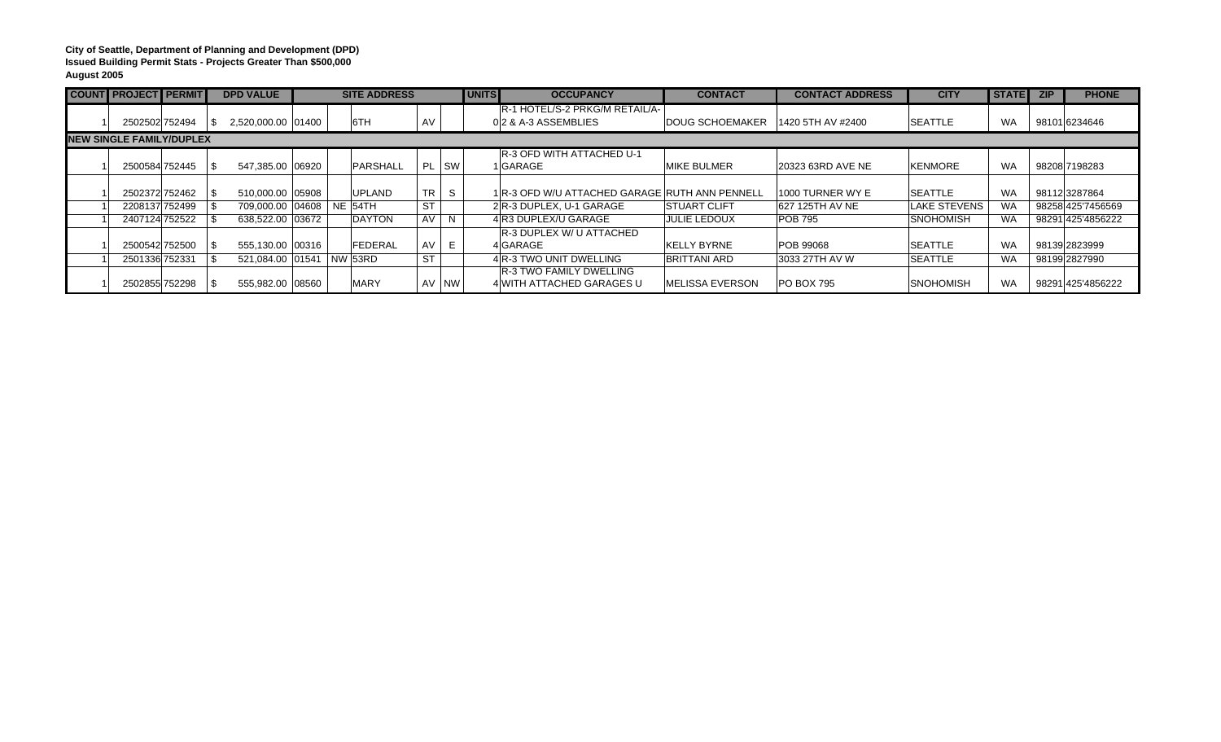**City of Seattle, Department of Planning and Development (DPD)**
**Issued Building Permit Stats - Projects Greater Than $500,000**
**August 2005**

| COUNT | PROJECT | PERMIT | DPD VALUE | SITE ADDRESS | | | | | UNITS | OCCUPANCY | CONTACT | CONTACT ADDRESS | CITY | STATE | ZIP | PHONE |
|---|---|---|---|---|---|---|---|---|---|---|---|---|---|---|---|---|
| 1 | 2502502 | 752494 | $ 2,520,000.00 | 01400 | | 6TH | AV | | 0 | R-1 HOTEL/S-2 PRKG/M RETAIL/A-2 & A-3 ASSEMBLIES | DOUG SCHOEMAKER | 1420 5TH AV #2400 | SEATTLE | WA | 98101 | 6234646 |
| **NEW SINGLE FAMILY/DUPLEX** | | | | | | | | | | | | | | | | |
| 1 | 2500584 | 752445 | $ 547,385.00 | 06920 | | PARSHALL | PL | SW | 1 | R-3 OFD WITH ATTACHED U-1 GARAGE | MIKE BULMER | 20323 63RD AVE NE | KENMORE | WA | 98208 | 7198283 |
| 1 | 2502372 | 752462 | $ 510,000.00 | 05908 | | UPLAND | TR | S | 1 | R-3 OFD W/U ATTACHED GARAGE | RUTH ANN PENNELL | 1000 TURNER WY E | SEATTLE | WA | 98112 | 3287864 |
| 1 | 2208137 | 752499 | $ 709,000.00 | 04608 | NE | 54TH | ST | | 2 | R-3 DUPLEX, U-1 GARAGE | STUART CLIFT | 627 125TH AV NE | LAKE STEVENS | WA | 98258 | 425'7456569 |
| 1 | 2407124 | 752522 | $ 638,522.00 | 03672 | | DAYTON | AV | N | 4 | R3 DUPLEX/U GARAGE | JULIE LEDOUX | POB 795 | SNOHOMISH | WA | 98291 | 425'4856222 |
| 1 | 2500542 | 752500 | $ 555,130.00 | 00316 | | FEDERAL | AV | E | 4 | R-3 DUPLEX W/ U ATTACHED GARAGE | KELLY BYRNE | POB 99068 | SEATTLE | WA | 98139 | 2823999 |
| 1 | 2501336 | 752331 | $ 521,084.00 | 01541 | NW | 53RD | ST | | 4 | R-3 TWO UNIT DWELLING | BRITTANI ARD | 3033 27TH AV W | SEATTLE | WA | 98199 | 2827990 |
| 1 | 2502855 | 752298 | $ 555,982.00 | 08560 | | MARY | AV | NW | 4 | R-3 TWO FAMILY DWELLING WITH ATTACHED GARAGES U | MELISSA EVERSON | PO BOX 795 | SNOHOMISH | WA | 98291 | 425'4856222 |